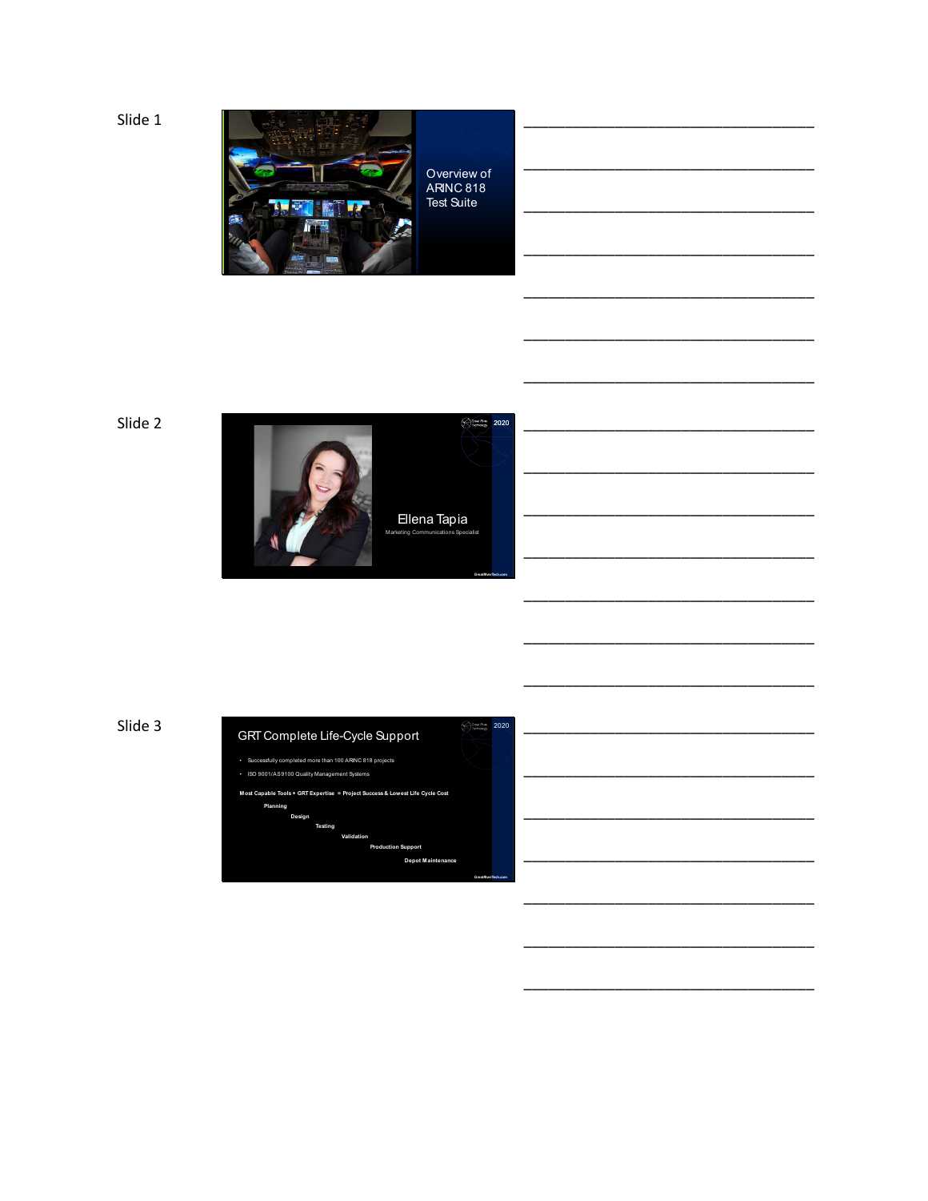Slide 1

Overview of ARINC 818 Test Suite

---

Slide 2

2020

Ellena Tapia

Marketing Communications Specialist

GreatRiverTech.com

---

Slide 3

## GRT Complete Life-Cycle Support

2020

- Successfully completed more than 100 ARINC 818 projects
- ISO 9001/AS9100 Quality Management Systems

**Most Capable Tools + GRT Expertise = Project Success & Lowest Life Cycle Cost**

**Planning**

**Design**

**Testing**

**Validation**

**Production Support**

**Depot Maintenance**

GreatRiverTech.com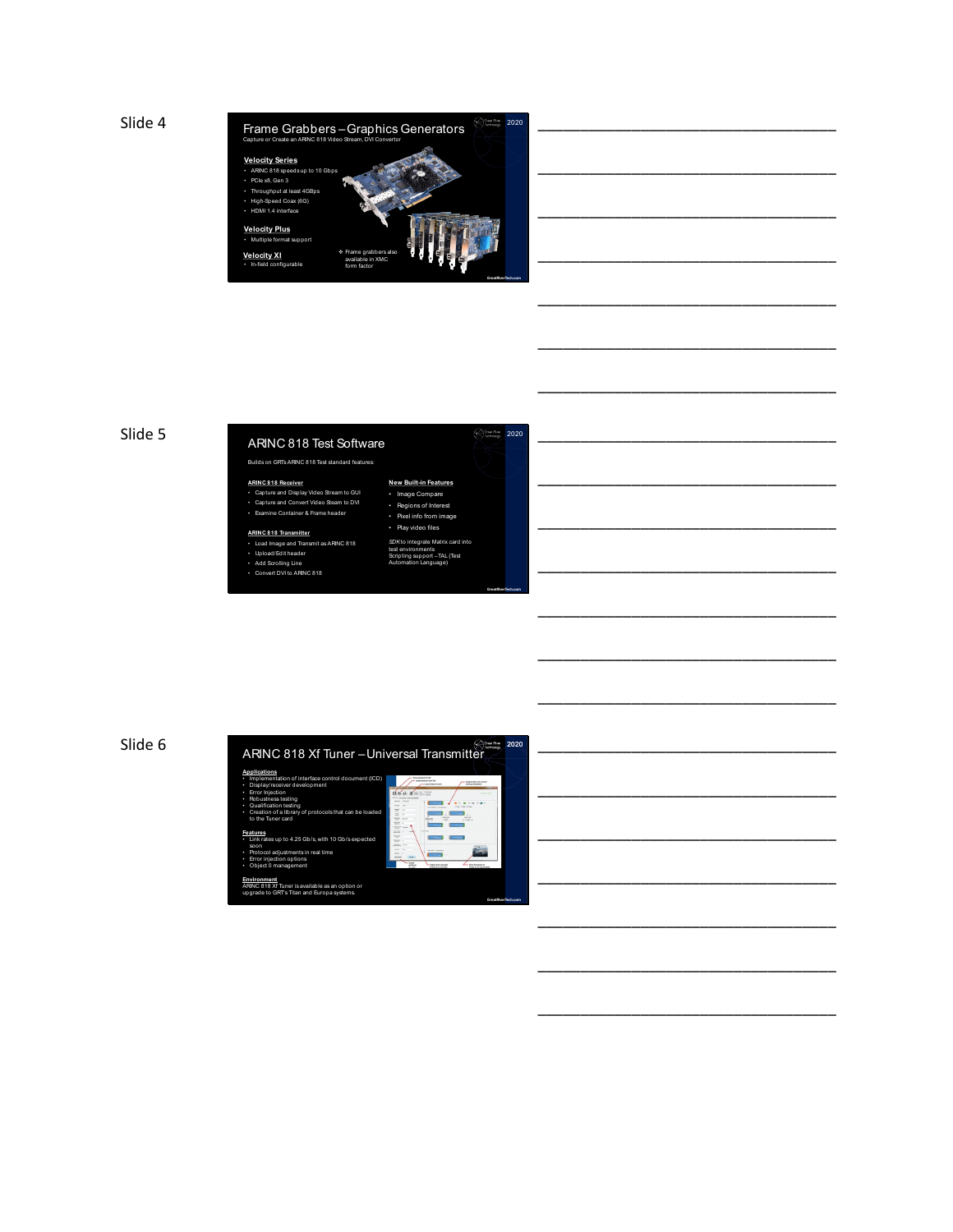Slide 4

## Frame Grabbers – Graphics Generators

Capture or Create an ARINC 818 Video Stream, DVI Convertor

**Velocity Series**

- ARINC 818 speeds up to 10 Gbps
- PCIe x8, Gen 3
- Throughput at least 4GBps
- High-Speed Coax (6G)
- HDMI 1.4 interface

**Velocity Plus**

- Multiple format support

**Velocity XI**

- In-field configurable

❖ Frame grabbers also available in XMC form factor

Slide 5

## ARINC 818 Test Software

Builds on GRTs ARINC 818 Test standard features:

**ARINC 818 Receiver**

- Capture and Display Video Stream to GUI
- Capture and Convert Video Steam to DVI
- Examine Container & Frame header

**ARINC 818 Transmitter**

- Load Image and Transmit as ARINC 818
- Upload/Edit header
- Add Scrolling Line
- Convert DVI to ARINC 818

**New Built-in Features**

- Image Compare
- Regions of Interest
- Pixel info from image
- Play video files

SDK to integrate Matrix card into test environments
Scripting support – TAL (Test Automation Language)

Slide 6

## ARINC 818 Xf Tuner – Universal Transmitter

**Applications**

- Implementation of interface control document (ICD)
- Display/receiver development
- Error injection
- Robustness testing
- Qualification testing
- Creation of a library of protocols that can be loaded to the Tuner card

**Features**

- Link rates up to 4.25 Gb/s, with 10 Gb/s expected soon
- Protocol adjustments in real time
- Error injection options
- Object 0 management

**Environment**

ARINC 818 Xf Tuner is available as an option or upgrade to GRT's Titan and Europa systems.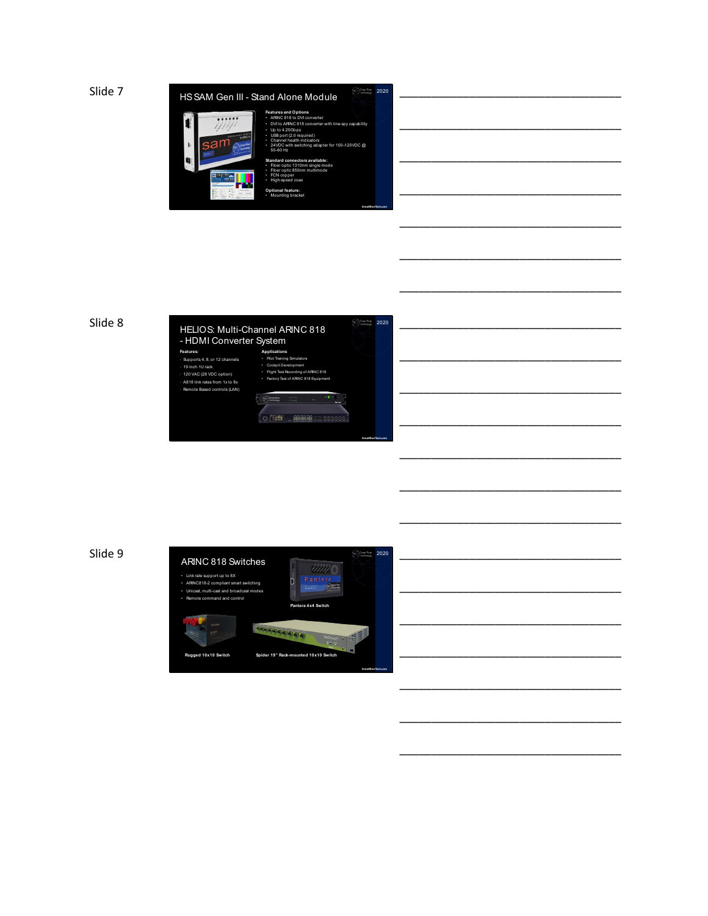Slide 7

## HS SAM Gen III - Stand Alone Module

**Features and Options**
- ARINC 818 to DVI converter
- DVI to ARINC 818 converter with line-spy capability
- Up to 4.25Gbps
- USB port (2.0 required)
- Channel health indicators
- 24VDC with switching adapter for 100-120VDC @ 50-60 Hz

**Standard connectors available:**
- Fiber optic 1310nm single mode
- Fiber optic 850nm multimode
- FCN copper
- High-speed coax

**Optional feature:**
- Mounting bracket

Slide 8

## HELIOS: Multi-Channel ARINC 818 - HDMI Converter System

**Features:**
- Supports 4, 8, or 12 channels
- 19 inch 1U rack
- 120 VAC (28 VDC option)
- A818 link rates from 1x to 8x
- Remote Based controls (LAN)

**Applications**
- Pilot Training Simulators
- Cockpit Development
- Flight Test Recording of ARINC 818
- Factory Test of ARINC 818 Equipment

Slide 9

## ARINC 818 Switches

- Link rate support up to 8X
- ARINC818-2 compliant smart switching
- Unicast, multi-cast and broadcast modes
- Remote command and control

Pantera 4x4 Switch

Rugged 10x10 Switch

Spider 19" Rack-mounted 10x10 Switch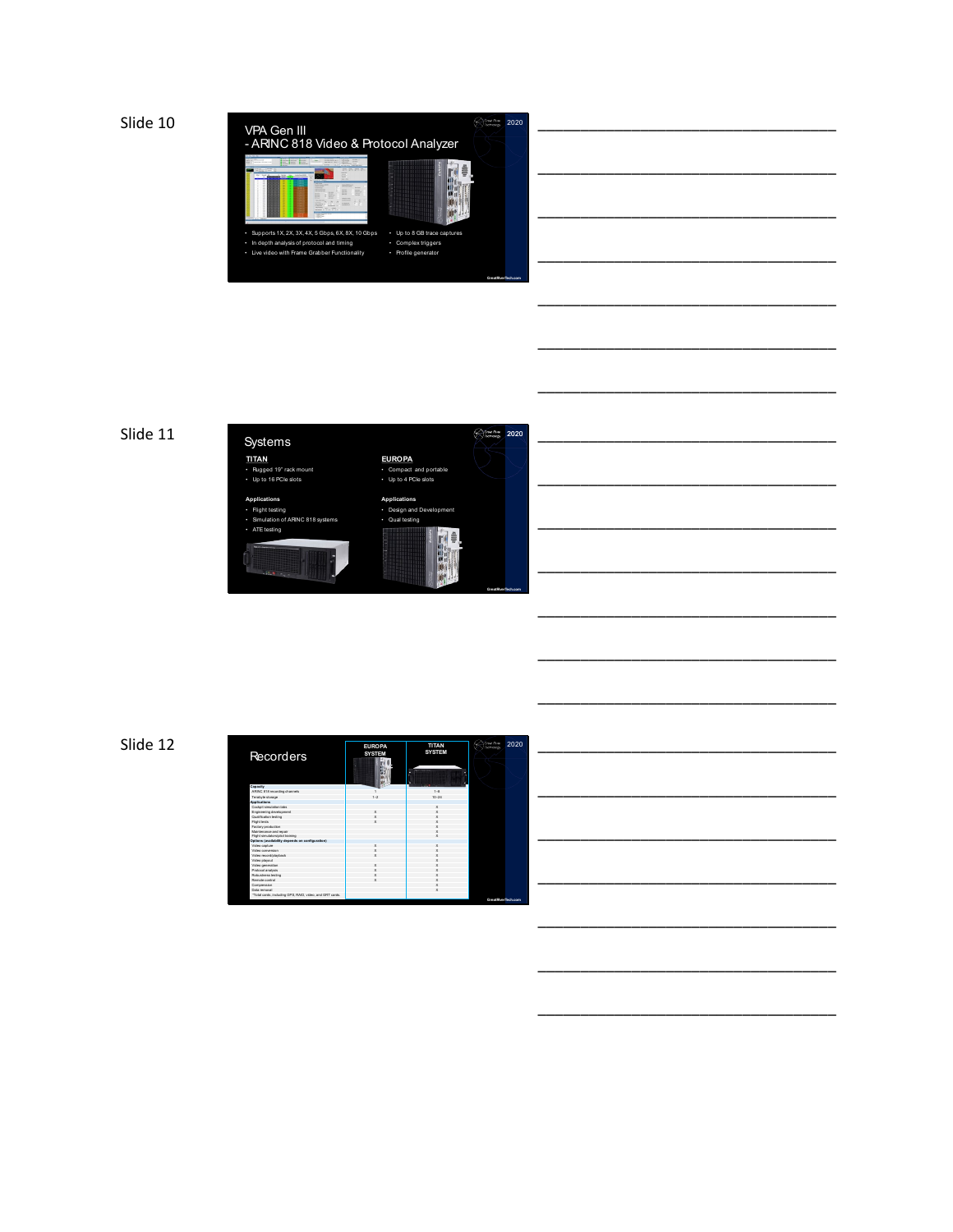Slide 10

## VPA Gen III
## - ARINC 818 Video & Protocol Analyzer

- Supports 1X, 2X, 3X, 4X, 5 Gbps, 6X, 8X, 10 Gbps
- In depth analysis of protocol and timing
- Live video with Frame Grabber Functionality
- Up to 8 GB trace captures
- Complex triggers
- Profile generator

Slide 11

## Systems

**TITAN**

- Rugged 19" rack mount
- Up to 16 PCIe slots

**Applications**

- Flight testing
- Simulation of ARINC 818 systems
- ATE testing

**EUROPA**

- Compact and portable
- Up to 4 PCIe slots

**Applications**

- Design and Development
- Qual testing

Slide 12

## Recorders

| | EUROPA SYSTEM | TITAN SYSTEM |
|---|---|---|
| **Capacity** | | |
| ARINC 818 recording channels | 1 | 1-4 |
| Terabyte storage | 1-2 | 10-24 |
| **Applications** | | |
| Cockpit simulation/labs | | X |
| Engineering development | X | X |
| Qualification testing | X | X |
| Flight tests | X | X |
| Factory production | | X |
| Maintenance and repair | | X |
| Flight simulation/pilot training | | X |
| **Options (availability depends on configuration)** | | |
| Video capture | X | X |
| Video conversion | X | X |
| Video record/playback | X | X |
| Video playout | | X |
| Video generation | X | X |
| Protocol analysis | X | X |
| Robustness testing | X | X |
| Remote control | | X |
| Compression | | X |
| Data removal | | X |
| *Total cards, including GPS, RAID, video, and GRT cards | | |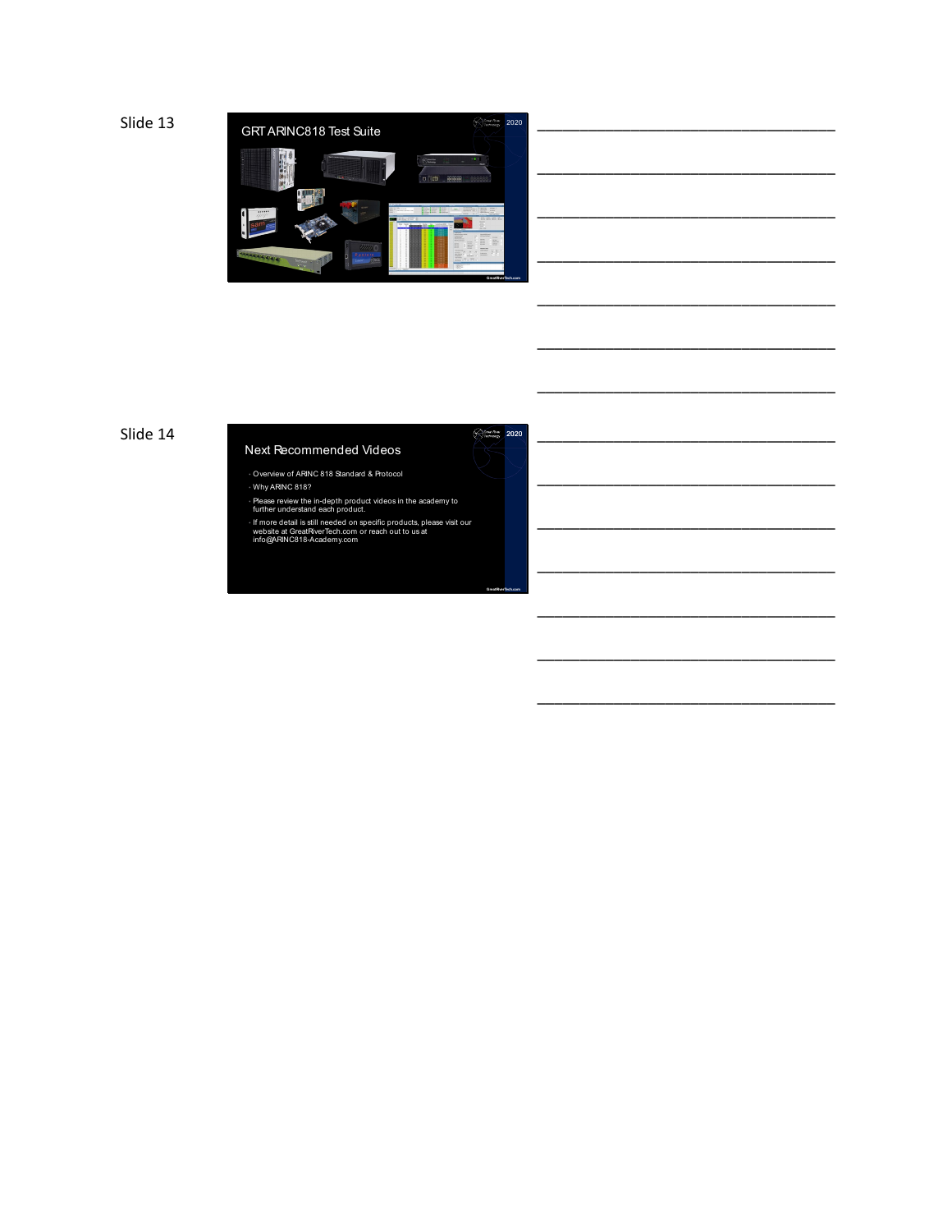Slide 13

## GRT ARINC818 Test Suite

2020

GreatRiverTech.com

___________________________________

___________________________________

___________________________________

___________________________________

___________________________________

___________________________________

___________________________________

Slide 14

## Next Recommended Videos

2020

- Overview of ARINC 818 Standard & Protocol
- Why ARINC 818?
- Please review the in-depth product videos in the academy to further understand each product.
- If more detail is still needed on specific products, please visit our website at GreatRiverTech.com or reach out to us at info@ARINC818-Academy.com

GreatRiverTech.com

___________________________________

___________________________________

___________________________________

___________________________________

___________________________________

___________________________________

___________________________________